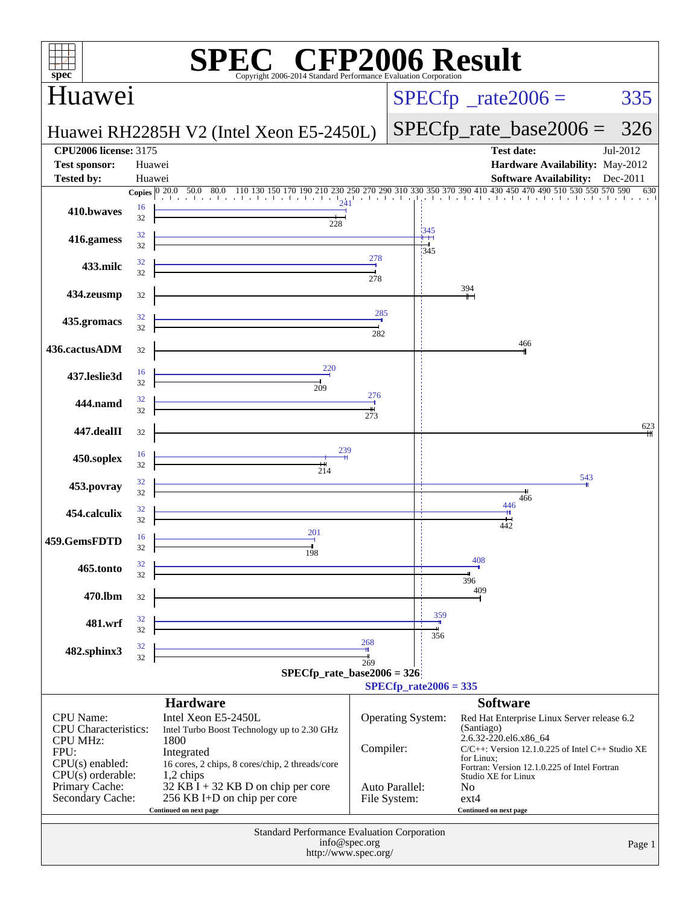# SPEC CFP2006 Result

Copyright 2006-2014 Standard Performance Evaluation Corporation

## Huawei

**Huawei RH2285H V2 (Intel Xeon E5-2450L)**

SPECfp_rate2006 = 335

SPECfp_rate_base2006 = 326

| | | | |
|---|---|---|---|
| **CPU2006 license:** 3175 | | **Test date:** | Jul-2012 |
| **Test sponsor:** | Huawei | **Hardware Availability:** | May-2012 |
| **Tested by:** | Huawei | **Software Availability:** | Dec-2011 |

| Benchmark | Copies (peak) | Peak | Copies (base) | Base |
|---|---|---|---|---|
| 410.bwaves | 16 | 241 | 32 | 228 |
| 416.gamess | 32 | 345 | 32 | 345 |
| 433.milc | 32 | 278 | 32 | 278 |
| 434.zeusmp | | | 32 | 394 |
| 435.gromacs | 32 | 285 | 32 | 282 |
| 436.cactusADM | | | 32 | 466 |
| 437.leslie3d | 16 | 220 | 32 | 209 |
| 444.namd | 32 | 276 | 32 | 273 |
| 447.dealII | | | 32 | 623 |
| 450.soplex | 16 | 239 | 32 | 214 |
| 453.povray | 32 | 543 | 32 | 466 |
| 454.calculix | 32 | 446 | 32 | 442 |
| 459.GemsFDTD | 16 | 201 | 32 | 198 |
| 465.tonto | 32 | 408 | 32 | 396 |
| 470.lbm | | | 32 | 409 |
| 481.wrf | 32 | 359 | 32 | 356 |
| 482.sphinx3 | 32 | 268 | 32 | 269 |

SPECfp_rate_base2006 = 326

SPECfp_rate2006 = 335

### Hardware

| | |
|---|---|
| CPU Name: | Intel Xeon E5-2450L |
| CPU Characteristics: | Intel Turbo Boost Technology up to 2.30 GHz |
| CPU MHz: | 1800 |
| FPU: | Integrated |
| CPU(s) enabled: | 16 cores, 2 chips, 8 cores/chip, 2 threads/core |
| CPU(s) orderable: | 1,2 chips |
| Primary Cache: | 32 KB I + 32 KB D on chip per core |
| Secondary Cache: | 256 KB I+D on chip per core |

Continued on next page

### Software

| | |
|---|---|
| Operating System: | Red Hat Enterprise Linux Server release 6.2 (Santiago) 2.6.32-220.el6.x86_64 |
| Compiler: | C/C++: Version 12.1.0.225 of Intel C++ Studio XE for Linux; Fortran: Version 12.1.0.225 of Intel Fortran Studio XE for Linux |
| Auto Parallel: | No |
| File System: | ext4 |

Continued on next page

Standard Performance Evaluation Corporation
info@spec.org
http://www.spec.org/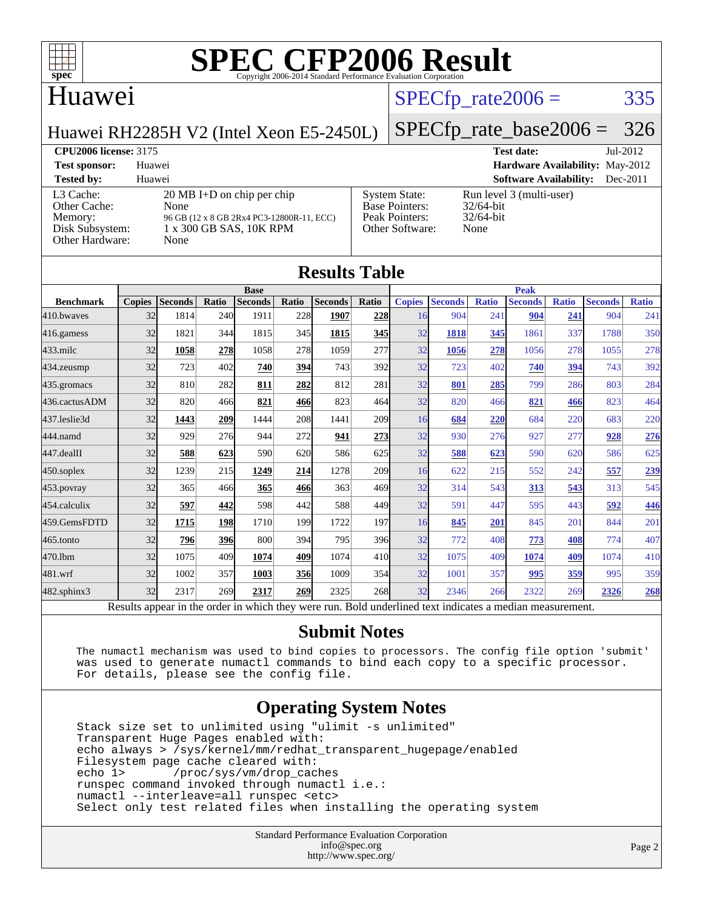# SPEC CFP2006 Result

Copyright 2006-2014 Standard Performance Evaluation Corporation

## Huawei

Huawei RH2285H V2 (Intel Xeon E5-2450L)

SPECfp_rate2006 = 335

SPECfp_rate_base2006 = 326

**CPU2006 license:** 3175
**Test sponsor:** Huawei
**Tested by:** Huawei

**Test date:** Jul-2012
**Hardware Availability:** May-2012
**Software Availability:** Dec-2011

| | |
|---|---|
| L3 Cache: | 20 MB I+D on chip per chip |
| Other Cache: | None |
| Memory: | 96 GB (12 x 8 GB 2Rx4 PC3-12800R-11, ECC) |
| Disk Subsystem: | 1 x 300 GB SAS, 10K RPM |
| Other Hardware: | None |

| | |
|---|---|
| System State: | Run level 3 (multi-user) |
| Base Pointers: | 32/64-bit |
| Peak Pointers: | 32/64-bit |
| Other Software: | None |

## Results Table

| | Base | | | | | | | Peak | | | | | | |
|---|---|---|---|---|---|---|---|---|---|---|---|---|---|---|
| **Benchmark** | **Copies** | **Seconds** | **Ratio** | **Seconds** | **Ratio** | **Seconds** | **Ratio** | **Copies** | **Seconds** | **Ratio** | **Seconds** | **Ratio** | **Seconds** | **Ratio** |
| 410.bwaves | 32 | 1814 | 240 | 1911 | 228 | **1907** | **228** | 16 | 904 | 241 | **904** | **241** | 904 | 241 |
| 416.gamess | 32 | 1821 | 344 | 1815 | 345 | **1815** | **345** | 32 | **1818** | **345** | 1861 | 337 | 1788 | 350 |
| 433.milc | 32 | **1058** | **278** | 1058 | 278 | 1059 | 277 | 32 | **1056** | **278** | 1056 | 278 | 1055 | 278 |
| 434.zeusmp | 32 | 723 | 402 | **740** | **394** | 743 | 392 | 32 | 723 | 402 | **740** | **394** | 743 | 392 |
| 435.gromacs | 32 | 810 | 282 | **811** | **282** | 812 | 281 | 32 | **801** | **285** | 799 | 286 | 803 | 284 |
| 436.cactusADM | 32 | 820 | 466 | **821** | **466** | 823 | 464 | 32 | 820 | 466 | **821** | **466** | 823 | 464 |
| 437.leslie3d | 32 | **1443** | **209** | 1444 | 208 | 1441 | 209 | 16 | **684** | **220** | 684 | 220 | 683 | 220 |
| 444.namd | 32 | 929 | 276 | 944 | 272 | **941** | **273** | 32 | 930 | 276 | 927 | 277 | **928** | **276** |
| 447.dealII | 32 | **588** | **623** | 590 | 620 | 586 | 625 | 32 | **588** | **623** | 590 | 620 | 586 | 625 |
| 450.soplex | 32 | 1239 | 215 | **1249** | **214** | 1278 | 209 | 16 | 622 | 215 | 552 | 242 | **557** | **239** |
| 453.povray | 32 | 365 | 466 | **365** | **466** | 363 | 469 | 32 | 314 | 543 | **313** | **543** | 313 | 545 |
| 454.calculix | 32 | **597** | **442** | 598 | 442 | 588 | 449 | 32 | 591 | 447 | 595 | 443 | **592** | **446** |
| 459.GemsFDTD | 32 | **1715** | **198** | 1710 | 199 | 1722 | 197 | 16 | **845** | **201** | 845 | 201 | 844 | 201 |
| 465.tonto | 32 | **796** | **396** | 800 | 394 | 795 | 396 | 32 | 772 | 408 | **773** | **408** | 774 | 407 |
| 470.lbm | 32 | 1075 | 409 | **1074** | **409** | 1074 | 410 | 32 | 1075 | 409 | **1074** | **409** | 1074 | 410 |
| 481.wrf | 32 | 1002 | 357 | **1003** | **356** | 1009 | 354 | 32 | 1001 | 357 | **995** | **359** | 995 | 359 |
| 482.sphinx3 | 32 | 2317 | 269 | **2317** | **269** | 2325 | 268 | 32 | 2346 | 266 | 2322 | 269 | **2326** | **268** |

Results appear in the order in which they were run. Bold underlined text indicates a median measurement.

## Submit Notes

```
The numactl mechanism was used to bind copies to processors. The config file option 'submit'
was used to generate numactl commands to bind each copy to a specific processor.
For details, please see the config file.
```

## Operating System Notes

```
Stack size set to unlimited using "ulimit -s unlimited"
Transparent Huge Pages enabled with:
echo always > /sys/kernel/mm/redhat_transparent_hugepage/enabled
Filesystem page cache cleared with:
echo 1>       /proc/sys/vm/drop_caches
runspec command invoked through numactl i.e.:
numactl --interleave=all runspec <etc>
Select only test related files when installing the operating system
```

Standard Performance Evaluation Corporation
info@spec.org
http://www.spec.org/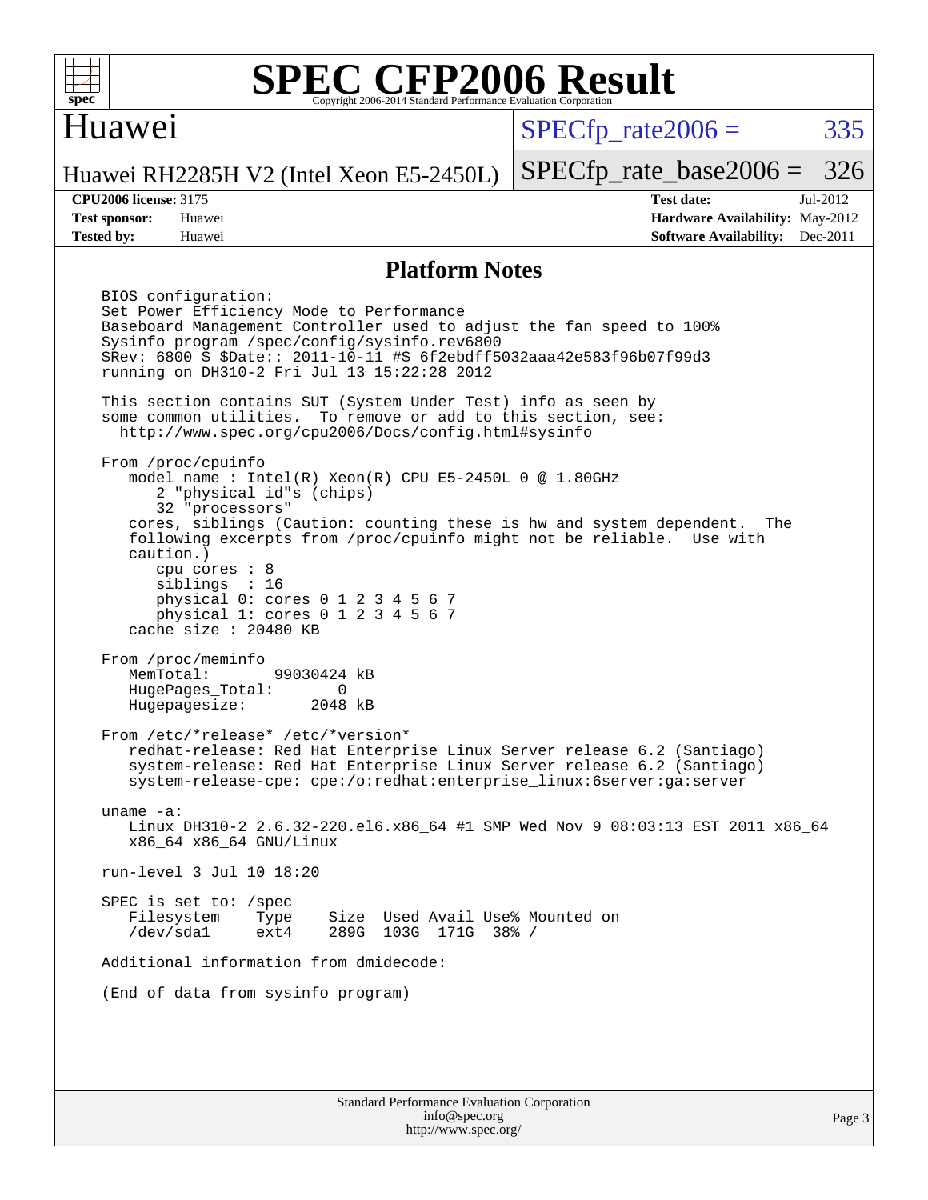# SPEC CFP2006 Result

Copyright 2006-2014 Standard Performance Evaluation Corporation

## Huawei

Huawei RH2285H V2 (Intel Xeon E5-2450L)

SPECfp_rate2006 = 335

SPECfp_rate_base2006 = 326

**CPU2006 license:** 3175
**Test sponsor:** Huawei
**Tested by:** Huawei

**Test date:** Jul-2012
**Hardware Availability:** May-2012
**Software Availability:** Dec-2011

## Platform Notes

```
BIOS configuration:
Set Power Efficiency Mode to Performance
Baseboard Management Controller used to adjust the fan speed to 100%
Sysinfo program /spec/config/sysinfo.rev6800
$Rev: 6800 $ $Date:: 2011-10-11 #$ 6f2ebdff5032aaa42e583f96b07f99d3
running on DH310-2 Fri Jul 13 15:22:28 2012

This section contains SUT (System Under Test) info as seen by
some common utilities.  To remove or add to this section, see:
  http://www.spec.org/cpu2006/Docs/config.html#sysinfo

From /proc/cpuinfo
   model name : Intel(R) Xeon(R) CPU E5-2450L 0 @ 1.80GHz
      2 "physical id"s (chips)
      32 "processors"
   cores, siblings (Caution: counting these is hw and system dependent.  The
   following excerpts from /proc/cpuinfo might not be reliable.  Use with
   caution.)
      cpu cores : 8
      siblings  : 16
      physical 0: cores 0 1 2 3 4 5 6 7
      physical 1: cores 0 1 2 3 4 5 6 7
   cache size : 20480 KB

From /proc/meminfo
   MemTotal:       99030424 kB
   HugePages_Total:       0
   Hugepagesize:       2048 kB

From /etc/*release* /etc/*version*
   redhat-release: Red Hat Enterprise Linux Server release 6.2 (Santiago)
   system-release: Red Hat Enterprise Linux Server release 6.2 (Santiago)
   system-release-cpe: cpe:/o:redhat:enterprise_linux:6server:ga:server

uname -a:
   Linux DH310-2 2.6.32-220.el6.x86_64 #1 SMP Wed Nov 9 08:03:13 EST 2011 x86_64
   x86_64 x86_64 GNU/Linux

run-level 3 Jul 10 18:20

SPEC is set to: /spec
   Filesystem    Type    Size  Used Avail Use% Mounted on
   /dev/sda1     ext4    289G  103G  171G  38% /

Additional information from dmidecode:

(End of data from sysinfo program)
```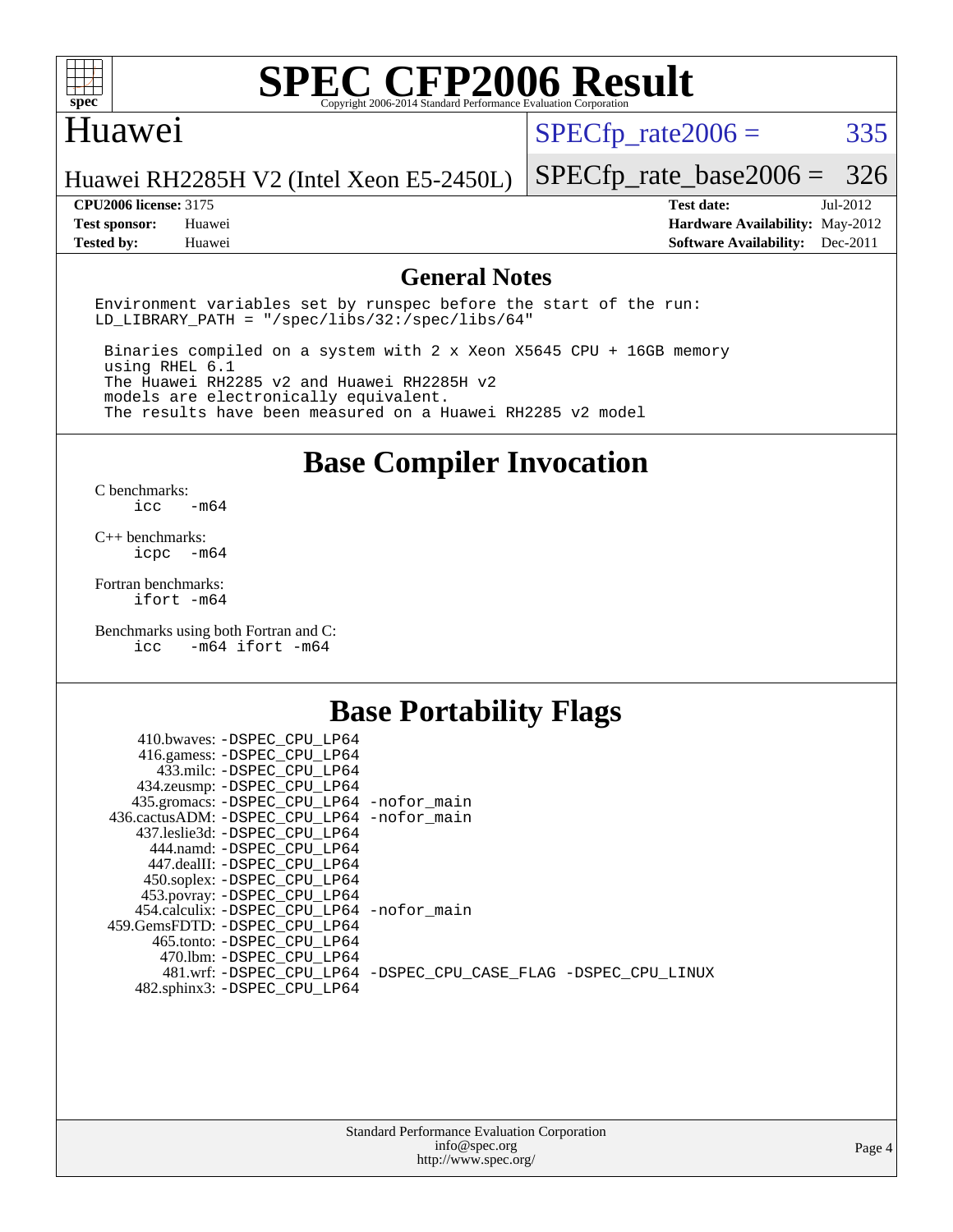# SPEC CFP2006 Result

Copyright 2006-2014 Standard Performance Evaluation Corporation

## Huawei

Huawei RH2285H V2 (Intel Xeon E5-2450L)

SPECfp_rate2006 = 335

SPECfp_rate_base2006 = 326

**CPU2006 license:** 3175
**Test sponsor:** Huawei
**Tested by:** Huawei

**Test date:** Jul-2012
**Hardware Availability:** May-2012
**Software Availability:** Dec-2011

## General Notes

```
Environment variables set by runspec before the start of the run:
LD_LIBRARY_PATH = "/spec/libs/32:/spec/libs/64"

 Binaries compiled on a system with 2 x Xeon X5645 CPU + 16GB memory
 using RHEL 6.1
 The Huawei RH2285 v2 and Huawei RH2285H v2
 models are electronically equivalent.
 The results have been measured on a Huawei RH2285 v2 model
```

## Base Compiler Invocation

C benchmarks:
```
icc   -m64
```

C++ benchmarks:
```
icpc  -m64
```

Fortran benchmarks:
```
ifort -m64
```

Benchmarks using both Fortran and C:
```
icc   -m64 ifort -m64
```

## Base Portability Flags

| Benchmark | Flags |
|---|---|
| 410.bwaves: | -DSPEC_CPU_LP64 |
| 416.gamess: | -DSPEC_CPU_LP64 |
| 433.milc: | -DSPEC_CPU_LP64 |
| 434.zeusmp: | -DSPEC_CPU_LP64 |
| 435.gromacs: | -DSPEC_CPU_LP64 -nofor_main |
| 436.cactusADM: | -DSPEC_CPU_LP64 -nofor_main |
| 437.leslie3d: | -DSPEC_CPU_LP64 |
| 444.namd: | -DSPEC_CPU_LP64 |
| 447.dealII: | -DSPEC_CPU_LP64 |
| 450.soplex: | -DSPEC_CPU_LP64 |
| 453.povray: | -DSPEC_CPU_LP64 |
| 454.calculix: | -DSPEC_CPU_LP64 -nofor_main |
| 459.GemsFDTD: | -DSPEC_CPU_LP64 |
| 465.tonto: | -DSPEC_CPU_LP64 |
| 470.lbm: | -DSPEC_CPU_LP64 |
| 481.wrf: | -DSPEC_CPU_LP64 -DSPEC_CPU_CASE_FLAG -DSPEC_CPU_LINUX |
| 482.sphinx3: | -DSPEC_CPU_LP64 |

Standard Performance Evaluation Corporation
info@spec.org
http://www.spec.org/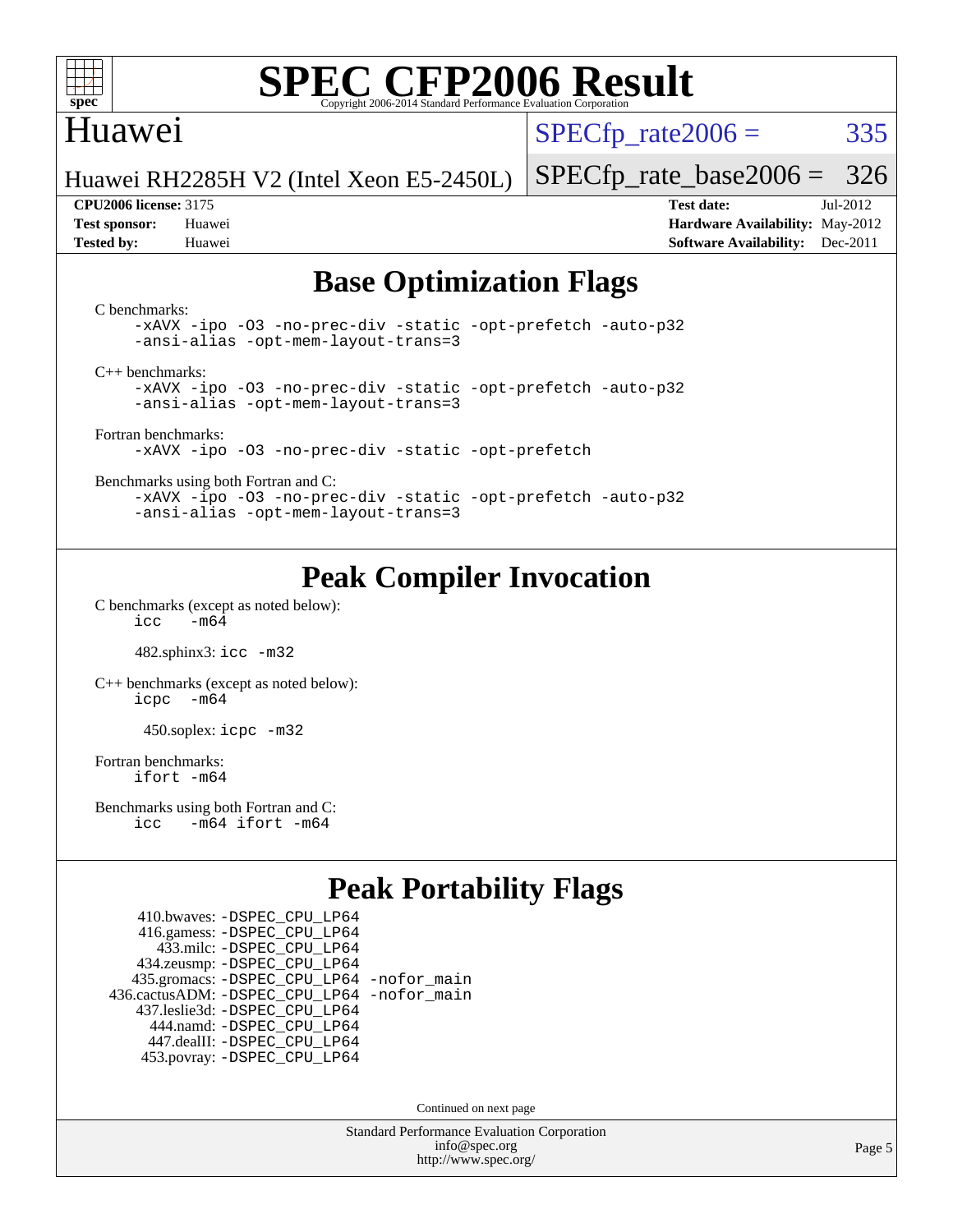## Base Optimization Flags

C benchmarks:

```
-xAVX -ipo -O3 -no-prec-div -static -opt-prefetch -auto-p32
-ansi-alias -opt-mem-layout-trans=3
```

C++ benchmarks:

```
-xAVX -ipo -O3 -no-prec-div -static -opt-prefetch -auto-p32
-ansi-alias -opt-mem-layout-trans=3
```

Fortran benchmarks:

```
-xAVX -ipo -O3 -no-prec-div -static -opt-prefetch
```

Benchmarks using both Fortran and C:

```
-xAVX -ipo -O3 -no-prec-div -static -opt-prefetch -auto-p32
-ansi-alias -opt-mem-layout-trans=3
```

## Peak Compiler Invocation

C benchmarks (except as noted below):

```
icc  -m64
```

482.sphinx3: `icc -m32`

C++ benchmarks (except as noted below):

```
icpc  -m64
```

450.soplex: `icpc -m32`

Fortran benchmarks:

```
ifort -m64
```

Benchmarks using both Fortran and C:

```
icc  -m64 ifort -m64
```

## Peak Portability Flags

410.bwaves: `-DSPEC_CPU_LP64`
416.gamess: `-DSPEC_CPU_LP64`
433.milc: `-DSPEC_CPU_LP64`
434.zeusmp: `-DSPEC_CPU_LP64`
435.gromacs: `-DSPEC_CPU_LP64 -nofor_main`
436.cactusADM: `-DSPEC_CPU_LP64 -nofor_main`
437.leslie3d: `-DSPEC_CPU_LP64`
444.namd: `-DSPEC_CPU_LP64`
447.dealII: `-DSPEC_CPU_LP64`
453.povray: `-DSPEC_CPU_LP64`

Continued on next page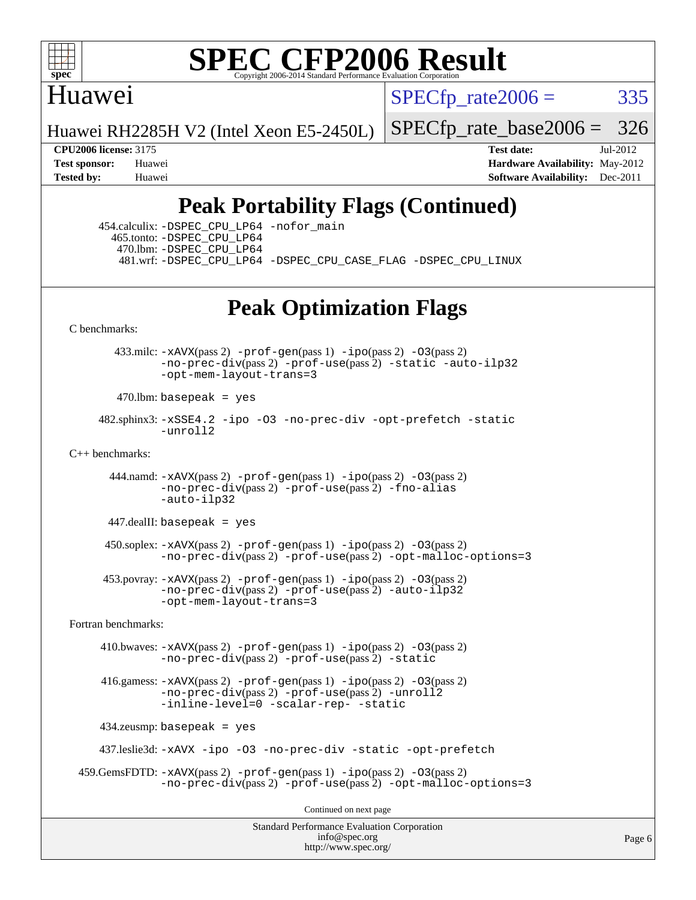# SPEC CFP2006 Result

Copyright 2006-2014 Standard Performance Evaluation Corporation

**Huawei**

Huawei RH2285H V2 (Intel Xeon E5-2450L)

SPECfp_rate2006 = 335

SPECfp_rate_base2006 = 326

| | | | |
|---|---|---|---|
| **CPU2006 license:** 3175 | | **Test date:** | Jul-2012 |
| **Test sponsor:** | Huawei | **Hardware Availability:** | May-2012 |
| **Tested by:** | Huawei | **Software Availability:** | Dec-2011 |

## Peak Portability Flags (Continued)

454.calculix: -DSPEC_CPU_LP64 -nofor_main
465.tonto: -DSPEC_CPU_LP64
470.lbm: -DSPEC_CPU_LP64
481.wrf: -DSPEC_CPU_LP64 -DSPEC_CPU_CASE_FLAG -DSPEC_CPU_LINUX

## Peak Optimization Flags

C benchmarks:

433.milc: -xAVX(pass 2) -prof-gen(pass 1) -ipo(pass 2) -O3(pass 2) -no-prec-div(pass 2) -prof-use(pass 2) -static -auto-ilp32 -opt-mem-layout-trans=3

470.lbm: basepeak = yes

482.sphinx3: -xSSE4.2 -ipo -O3 -no-prec-div -opt-prefetch -static -unroll2

C++ benchmarks:

444.namd: -xAVX(pass 2) -prof-gen(pass 1) -ipo(pass 2) -O3(pass 2) -no-prec-div(pass 2) -prof-use(pass 2) -fno-alias -auto-ilp32

447.dealII: basepeak = yes

450.soplex: -xAVX(pass 2) -prof-gen(pass 1) -ipo(pass 2) -O3(pass 2) -no-prec-div(pass 2) -prof-use(pass 2) -opt-malloc-options=3

453.povray: -xAVX(pass 2) -prof-gen(pass 1) -ipo(pass 2) -O3(pass 2) -no-prec-div(pass 2) -prof-use(pass 2) -auto-ilp32 -opt-mem-layout-trans=3

Fortran benchmarks:

410.bwaves: -xAVX(pass 2) -prof-gen(pass 1) -ipo(pass 2) -O3(pass 2) -no-prec-div(pass 2) -prof-use(pass 2) -static

416.gamess: -xAVX(pass 2) -prof-gen(pass 1) -ipo(pass 2) -O3(pass 2) -no-prec-div(pass 2) -prof-use(pass 2) -unroll2 -inline-level=0 -scalar-rep- -static

434.zeusmp: basepeak = yes

437.leslie3d: -xAVX -ipo -O3 -no-prec-div -static -opt-prefetch

459.GemsFDTD: -xAVX(pass 2) -prof-gen(pass 1) -ipo(pass 2) -O3(pass 2) -no-prec-div(pass 2) -prof-use(pass 2) -opt-malloc-options=3

Continued on next page

Standard Performance Evaluation Corporation
info@spec.org
http://www.spec.org/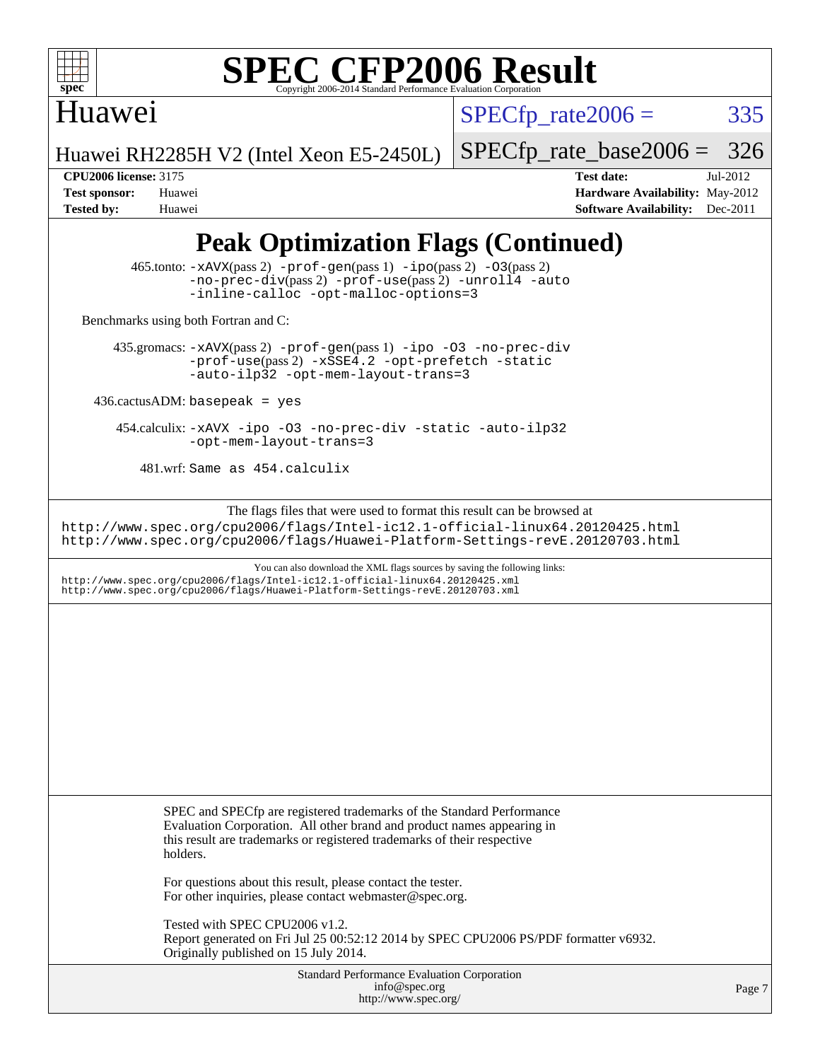# Peak Optimization Flags (Continued)

465.tonto: -xAVX(pass 2) -prof-gen(pass 1) -ipo(pass 2) -O3(pass 2) -no-prec-div(pass 2) -prof-use(pass 2) -unroll4 -auto -inline-calloc -opt-malloc-options=3

Benchmarks using both Fortran and C:

435.gromacs: -xAVX(pass 2) -prof-gen(pass 1) -ipo -O3 -no-prec-div -prof-use(pass 2) -xSSE4.2 -opt-prefetch -static -auto-ilp32 -opt-mem-layout-trans=3

436.cactusADM: basepeak = yes

454.calculix: -xAVX -ipo -O3 -no-prec-div -static -auto-ilp32 -opt-mem-layout-trans=3

481.wrf: Same as 454.calculix

The flags files that were used to format this result can be browsed at
http://www.spec.org/cpu2006/flags/Intel-ic12.1-official-linux64.20120425.html
http://www.spec.org/cpu2006/flags/Huawei-Platform-Settings-revE.20120703.html

You can also download the XML flags sources by saving the following links:
http://www.spec.org/cpu2006/flags/Intel-ic12.1-official-linux64.20120425.xml
http://www.spec.org/cpu2006/flags/Huawei-Platform-Settings-revE.20120703.xml

SPEC and SPECfp are registered trademarks of the Standard Performance Evaluation Corporation. All other brand and product names appearing in this result are trademarks or registered trademarks of their respective holders.

For questions about this result, please contact the tester.
For other inquiries, please contact webmaster@spec.org.

Tested with SPEC CPU2006 v1.2.
Report generated on Fri Jul 25 00:52:12 2014 by SPEC CPU2006 PS/PDF formatter v6932.
Originally published on 15 July 2014.